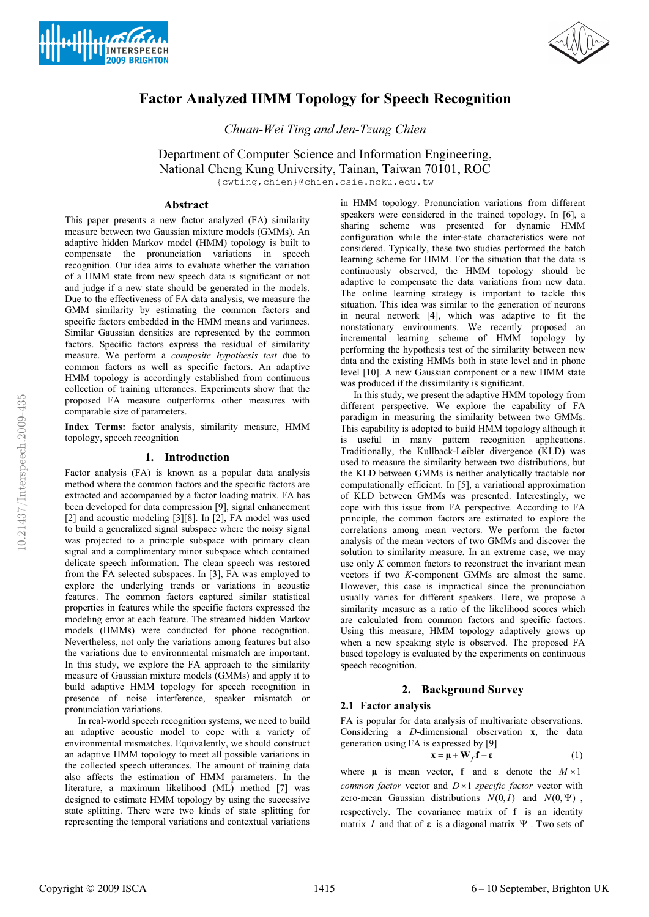# Factor Analyzed HMM Topology for Speech Recognition

*Chuan-Wei Ting and Jen-Tzung Chien*

Department of Computer Science and Information Engineering,
National Cheng Kung University, Tainan, Taiwan 70101, ROC

{cwting,chien}@chien.csie.ncku.edu.tw

## Abstract

This paper presents a new factor analyzed (FA) similarity measure between two Gaussian mixture models (GMMs). An adaptive hidden Markov model (HMM) topology is built to compensate the pronunciation variations in speech recognition. Our idea aims to evaluate whether the variation of a HMM state from new speech data is significant or not and judge if a new state should be generated in the models. Due to the effectiveness of FA data analysis, we measure the GMM similarity by estimating the common factors and specific factors embedded in the HMM means and variances. Similar Gaussian densities are represented by the common factors. Specific factors express the residual of similarity measure. We perform a *composite hypothesis test* due to common factors as well as specific factors. An adaptive HMM topology is accordingly established from continuous collection of training utterances. Experiments show that the proposed FA measure outperforms other measures with comparable size of parameters.

**Index Terms:** factor analysis, similarity measure, HMM topology, speech recognition

## 1. Introduction

Factor analysis (FA) is known as a popular data analysis method where the common factors and the specific factors are extracted and accompanied by a factor loading matrix. FA has been developed for data compression [9], signal enhancement [2] and acoustic modeling [3][8]. In [2], FA model was used to build a generalized signal subspace where the noisy signal was projected to a principle subspace with primary clean signal and a complimentary minor subspace which contained delicate speech information. The clean speech was restored from the FA selected subspaces. In [3], FA was employed to explore the underlying trends or variations in acoustic features. The common factors captured similar statistical properties in features while the specific factors expressed the modeling error at each feature. The streamed hidden Markov models (HMMs) were conducted for phone recognition. Nevertheless, not only the variations among features but also the variations due to environmental mismatch are important. In this study, we explore the FA approach to the similarity measure of Gaussian mixture models (GMMs) and apply it to build adaptive HMM topology for speech recognition in presence of noise interference, speaker mismatch or pronunciation variations.

In real-world speech recognition systems, we need to build an adaptive acoustic model to cope with a variety of environmental mismatches. Equivalently, we should construct an adaptive HMM topology to meet all possible variations in the collected speech utterances. The amount of training data also affects the estimation of HMM parameters. In the literature, a maximum likelihood (ML) method [7] was designed to estimate HMM topology by using the successive state splitting. There were two kinds of state splitting for representing the temporal variations and contextual variations in HMM topology. Pronunciation variations from different speakers were considered in the trained topology. In [6], a sharing scheme was presented for dynamic HMM configuration while the inter-state characteristics were not considered. Typically, these two studies performed the batch learning scheme for HMM. For the situation that the data is continuously observed, the HMM topology should be adaptive to compensate the data variations from new data. The online learning strategy is important to tackle this situation. This idea was similar to the generation of neurons in neural network [4], which was adaptive to fit the nonstationary environments. We recently proposed an incremental learning scheme of HMM topology by performing the hypothesis test of the similarity between new data and the existing HMMs both in state level and in phone level [10]. A new Gaussian component or a new HMM state was produced if the dissimilarity is significant.

In this study, we present the adaptive HMM topology from different perspective. We explore the capability of FA paradigm in measuring the similarity between two GMMs. This capability is adopted to build HMM topology although it is useful in many pattern recognition applications. Traditionally, the Kullback-Leibler divergence (KLD) was used to measure the similarity between two distributions, but the KLD between GMMs is neither analytically tractable nor computationally efficient. In [5], a variational approximation of KLD between GMMs was presented. Interestingly, we cope with this issue from FA perspective. According to FA principle, the common factors are estimated to explore the correlations among mean vectors. We perform the factor analysis of the mean vectors of two GMMs and discover the solution to similarity measure. In an extreme case, we may use only $K$ common factors to reconstruct the invariant mean vectors if two $K$-component GMMs are almost the same. However, this case is impractical since the pronunciation usually varies for different speakers. Here, we propose a similarity measure as a ratio of the likelihood scores which are calculated from common and specific factors. Using this measure, HMM topology adaptively grows up when a new speaking style is observed. The proposed FA based topology is evaluated by the experiments on continuous speech recognition.

## 2. Background Survey

### 2.1 Factor analysis

FA is popular for data analysis of multivariate observations. Considering a $D$-dimensional observation $\mathbf{x}$, the data generation using FA is expressed by [9]

$$\mathbf{x} = \boldsymbol{\mu} + \mathbf{W}_f \mathbf{f} + \boldsymbol{\varepsilon} \tag{1}$$

where $\boldsymbol{\mu}$ is mean vector, $\mathbf{f}$ and $\boldsymbol{\varepsilon}$ denote the $M \times 1$ *common factor* vector and $D \times 1$ *specific factor* vector with zero-mean Gaussian distributions $N(0, I)$ and $N(0, \Psi)$, respectively. The covariance matrix of $\mathbf{f}$ is an identity matrix $I$ and that of $\boldsymbol{\varepsilon}$ is a diagonal matrix $\Psi$. Two sets of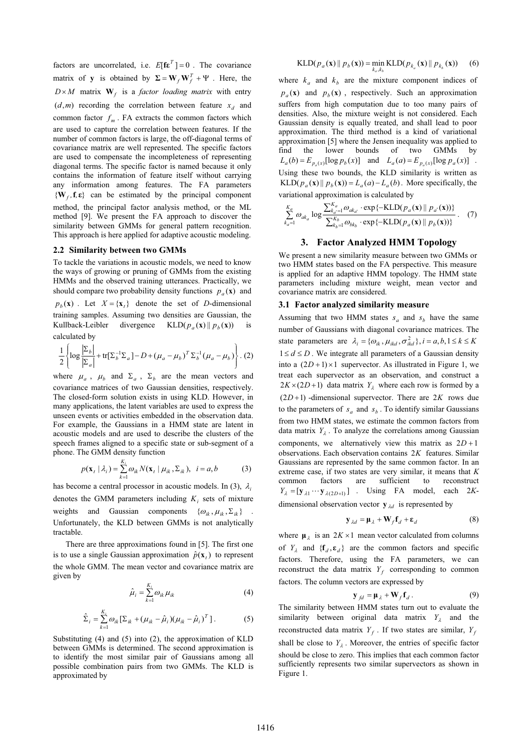factors are uncorrelated, i.e. $E[\mathbf{f}\boldsymbol{\varepsilon}^T]=0$. The covariance matrix of $\mathbf{y}$ is obtained by $\boldsymbol{\Sigma}=\mathbf{W}_f\mathbf{W}_f^T+\Psi$. Here, the $D\times M$ matrix $\mathbf{W}_f$ is a *factor loading matrix* with entry $(d,m)$ recording the correlation between feature $x_d$ and common factor $f_m$. FA extracts the common factors which are used to capture the correlation between features. If the number of common factors is large, the off-diagonal terms of covariance matrix are well represented. The specific factors are used to compensate the incompleteness of representing diagonal terms. The specific factor is named because it only contains the information of feature itself without carrying any information among features. The FA parameters $\{\mathbf{W}_f,\mathbf{f},\boldsymbol{\varepsilon}\}$ can be estimated by the principal component method, the principal factor analysis method, or the ML method [9]. We present the FA approach to discover the similarity between GMMs for general pattern recognition. This approach is here applied for adaptive acoustic modeling.

### 2.2 Similarity between two GMMs

To tackle the variations in acoustic models, we need to know the ways of growing or pruning of GMMs from the existing HMMs and the observed training utterances. Practically, we should compare two probability density functions $p_a(\mathbf{x})$ and $p_b(\mathbf{x})$. Let $X=\{\mathbf{x}_t\}$ denote the set of *D*-dimensional training samples. Assuming two densities are Gaussian, the Kullback-Leibler divergence $\mathrm{KLD}(p_a(\mathbf{x})\,\|\,p_b(\mathbf{x}))$ is calculated by

$$\frac{1}{2}\left\{\log\frac{|\Sigma_b|}{|\Sigma_a|}+\mathrm{tr}[\Sigma_b^{-1}\Sigma_a]-D+(\mu_a-\mu_b)^T\Sigma_b^{-1}(\mu_a-\mu_b)\right\}. \quad (2)$$

where $\mu_a$, $\mu_b$ and $\Sigma_a$, $\Sigma_b$ are the mean vectors and covariance matrices of two Gaussian densities, respectively. The closed-form solution exists in using KLD. However, in many applications, the latent variables are used to express the unseen events or activities embedded in the observation data. For example, the Gaussians in a HMM state are latent in acoustic models and are used to describe the clusters of the speech frames aligned to a specific state or sub-segment of a phone. The GMM density function

$$p(\mathbf{x}_t\,|\,\lambda_i)=\sum_{k=1}^{K_i}\omega_{ik}N(\mathbf{x}_t\,|\,\mu_{ik},\Sigma_{ik}),\;\; i=a,b \quad (3)$$

has become a central processor in acoustic models. In (3), $\lambda_i$ denotes the GMM parameters including $K_i$ sets of mixture weights and Gaussian components $\{\omega_{ik},\mu_{ik},\Sigma_{ik}\}$. Unfortunately, the KLD between GMMs is not analytically tractable.

There are three approximations found in [5]. The first one is to use a single Gaussian approximation $\hat{p}(\mathbf{x}_t)$ to represent the whole GMM. The mean vector and covariance matrix are given by

$$\hat{\mu}_i=\sum_{k=1}^{K_i}\omega_{ik}\mu_{ik} \quad (4)$$

$$\hat{\Sigma}_i=\sum_{k=1}^{K_i}\omega_{ik}[\Sigma_{ik}+(\mu_{ik}-\hat{\mu}_i)(\mu_{ik}-\hat{\mu}_i)^T]. \quad (5)$$

Substituting (4) and (5) into (2), the approximation of KLD between GMMs is determined. The second approximation is to identify the most similar pair of Gaussians among all possible combination pairs from two GMMs. The KLD is approximated by

$$\mathrm{KLD}(p_a(\mathbf{x})\,\|\,p_b(\mathbf{x}))=\min_{k_a,k_b}\mathrm{KLD}(p_{k_a}(\mathbf{x})\,\|\,p_{k_b}(\mathbf{x})) \quad (6)$$

where $k_a$ and $k_b$ are the mixture component indices of $p_a(\mathbf{x})$ and $p_b(\mathbf{x})$, respectively. Such an approximation suffers from high computation due to too many pairs of densities. Also, the mixture weight is not considered. Each Gaussian density is equally treated, and shall lead to poor approximation. The third method is a kind of variational approximation [5] where the Jensen inequality was applied to find the lower bounds of two GMMs by $L_a(b)=E_{p_a(x)}[\log p_b(x)]$ and $L_a(a)=E_{p_a(x)}[\log p_a(x)]$. Using these two bounds, the KLD similarity is written as $\mathrm{KLD}(p_a(\mathbf{x})\,\|\,p_b(\mathbf{x}))=L_a(a)-L_a(b)$. More specifically, the variational approximation is calculated by

$$\sum_{k_a=1}^{K_a}\omega_{ak_a}\log\frac{\sum_{k_{a'}=1}^{K_a}\omega_{ak_{a'}}\cdot\exp\{-\mathrm{KLD}(p_a(\mathbf{x})\,\|\,p_{a'}(\mathbf{x}))\}}{\sum_{k_b=1}^{K_b}\omega_{bk_b}\cdot\exp\{-\mathrm{KLD}(p_a(\mathbf{x})\,\|\,p_b(\mathbf{x}))\}}. \quad (7)$$

## 3. Factor Analyzed HMM Topology

We present a new similarity measure between two GMMs or two HMM states based on the FA perspective. This measure is applied for an adaptive HMM topology. The HMM state parameters including mixture weight, mean vector and covariance matrix are considered.

### 3.1 Factor analyzed similarity measure

Assuming that two HMM states $s_a$ and $s_b$ have the same number of Gaussians with diagonal covariance matrices. The state parameters are $\lambda_i=\{\omega_{ik},\mu_{ikd},\sigma_{ikd}^2\}, i=a,b, 1\le k\le K$ $1\le d\le D$. We integrate all parameters of a Gaussian density into a $(2D+1)\times 1$ supervector. As illustrated in Figure 1, we treat each supervector as an observation, and construct a $2K\times(2D+1)$ data matrix $Y_\lambda$ where each row is formed by a $(2D+1)$-dimensional supervector. There are $2K$ rows due to the parameters of $s_a$ and $s_b$. To identify similar Gaussians from two HMM states, we estimate the common factors from data matrix $Y_\lambda$. To analyze the correlations among Gaussian components, we alternatively view this matrix as $2D+1$ observations. Each observation contains $2K$ features. Similar Gaussians are represented by the same common factor. In an extreme case, if two states are very similar, it means that $K$ common factors are sufficient to reconstruct $Y_\lambda=[\mathbf{y}_{\lambda 1}\cdots\mathbf{y}_{\lambda(2D+1)}]$. Using FA model, each $2K$-dimensional observation vector $\mathbf{y}_{\lambda d}$ is represented by

$$\mathbf{y}_{\lambda d}=\boldsymbol{\mu}_\lambda+\mathbf{W}_f\mathbf{f}_d+\boldsymbol{\varepsilon}_d \quad (8)$$

where $\boldsymbol{\mu}_\lambda$ is an $2K\times 1$ mean vector calculated from columns of $Y_\lambda$ and $\{\mathbf{f}_d,\boldsymbol{\varepsilon}_d\}$ are the common factors and specific factors. Therefore, using the FA parameters, we can reconstruct the data matrix $Y_f$ corresponding to common factors. The column vectors are expressed by

$$\mathbf{y}_{fd}=\boldsymbol{\mu}_\lambda+\mathbf{W}_f\mathbf{f}_d. \quad (9)$$

The similarity between HMM states turn out to evaluate the similarity between original data matrix $Y_\lambda$ and the reconstructed data matrix $Y_f$. If two states are similar, $Y_f$ shall be close to $Y_\lambda$. Moreover, the entries of specific factor should be close to zero. This implies that each common factor sufficiently represents two similar supervectors as shown in Figure 1.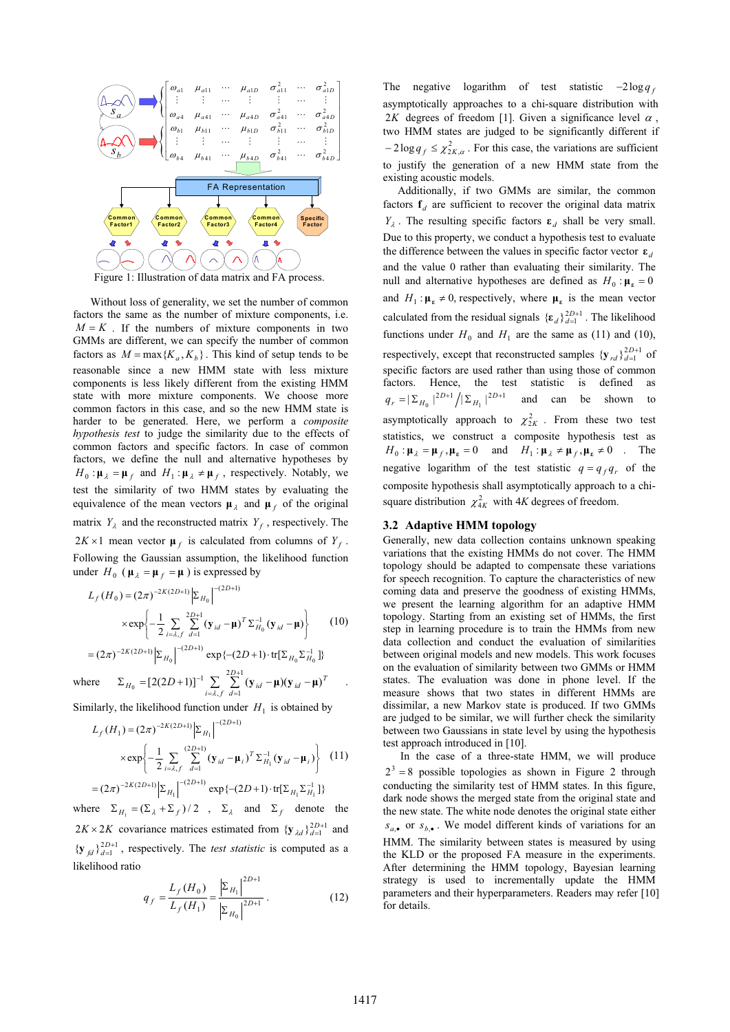Figure 1: Illustration of data matrix and FA process.

Without loss of generality, we set the number of common factors the same as the number of mixture components, i.e. $M = K$ . If the numbers of mixture components in two GMMs are different, we can specify the number of common factors as $M = \max\{K_a, K_b\}$. This kind of setup tends to be reasonable since a new HMM state with less mixture components is less likely different from the existing HMM state with more mixture components. We choose more common factors in this case, and so the new HMM state is harder to be generated. Here, we perform a *composite hypothesis test* to judge the similarity due to the effects of common factors and specific factors. In case of common factors, we define the null and alternative hypotheses by $H_0 : \boldsymbol{\mu}_\lambda = \boldsymbol{\mu}_f$ and $H_1 : \boldsymbol{\mu}_\lambda \neq \boldsymbol{\mu}_f$, respectively. Notably, we test the similarity of two HMM states by evaluating the equivalence of the mean vectors $\boldsymbol{\mu}_\lambda$ and $\boldsymbol{\mu}_f$ of the original matrix $Y_\lambda$ and the reconstructed matrix $Y_f$, respectively. The $2K \times 1$ mean vector $\boldsymbol{\mu}_f$ is calculated from columns of $Y_f$. Following the Gaussian assumption, the likelihood function under $H_0$ ($\boldsymbol{\mu}_\lambda = \boldsymbol{\mu}_f = \boldsymbol{\mu}$) is expressed by

$$
\begin{aligned}
L_f(H_0) &= (2\pi)^{-2K(2D+1)} \left|\Sigma_{H_0}\right|^{-(2D+1)} \\
&\quad \times \exp\left\{-\frac{1}{2}\sum_{i=\lambda,f}\sum_{d=1}^{2D+1} (\mathbf{y}_{id}-\boldsymbol{\mu})^T \Sigma_{H_0}^{-1} (\mathbf{y}_{id}-\boldsymbol{\mu})\right\} \qquad (10) \\
&= (2\pi)^{-2K(2D+1)} \left|\Sigma_{H_0}\right|^{-(2D+1)} \exp\{-(2D+1)\cdot \mathrm{tr}[\Sigma_{H_0}\Sigma_{H_0}^{-1}]\}
\end{aligned}
$$

where $\Sigma_{H_0} = [2(2D+1)]^{-1} \sum_{i=\lambda,f}\sum_{d=1}^{2D+1} (\mathbf{y}_{id}-\boldsymbol{\mu})(\mathbf{y}_{id}-\boldsymbol{\mu})^T$.

Similarly, the likelihood function under $H_1$ is obtained by

$$
\begin{aligned}
L_f(H_1) &= (2\pi)^{-2K(2D+1)} \left|\Sigma_{H_1}\right|^{-(2D+1)} \\
&\quad \times \exp\left\{-\frac{1}{2}\sum_{i=\lambda,f}\sum_{d=1}^{(2D+1)} (\mathbf{y}_{id}-\boldsymbol{\mu}_i)^T \Sigma_{H_1}^{-1} (\mathbf{y}_{id}-\boldsymbol{\mu}_i)\right\} \qquad (11) \\
&= (2\pi)^{-2K(2D+1)} \left|\Sigma_{H_1}\right|^{-(2D+1)} \exp\{-(2D+1)\cdot \mathrm{tr}[\Sigma_{H_1}\Sigma_{H_1}^{-1}]\}
\end{aligned}
$$

where $\Sigma_{H_1} = (\Sigma_\lambda + \Sigma_f)/2$, $\Sigma_\lambda$ and $\Sigma_f$ denote the $2K \times 2K$ covariance matrices estimated from $\{\mathbf{y}_{\lambda d}\}_{d=1}^{2D+1}$ and $\{\mathbf{y}_{fd}\}_{d=1}^{2D+1}$, respectively. The *test statistic* is computed as a likelihood ratio

$$
q_f = \frac{L_f(H_0)}{L_f(H_1)} = \frac{\left|\Sigma_{H_1}\right|^{2D+1}}{\left|\Sigma_{H_0}\right|^{2D+1}}. \qquad (12)
$$

The negative logarithm of test statistic $-2\log q_f$ asymptotically approaches to a chi-square distribution with $2K$ degrees of freedom [1]. Given a significance level $\alpha$, two HMM states are judged to be significantly different if $-2\log q_f \leq \chi^2_{2K,\alpha}$. For this case, the variations are sufficient to justify the generation of a new HMM state from the existing acoustic models.

Additionally, if two GMMs are similar, the common factors $\mathbf{f}_d$ are sufficient to recover the original data matrix $Y_\lambda$. The resulting specific factors $\boldsymbol{\varepsilon}_d$ shall be very small. Due to this property, we conduct a hypothesis test to evaluate the difference between the values in specific factor vector $\boldsymbol{\varepsilon}_d$ and the value 0 rather than evaluating their similarity. The null and alternative hypotheses are defined as $H_0 : \boldsymbol{\mu}_\varepsilon = 0$ and $H_1 : \boldsymbol{\mu}_\varepsilon \neq 0$, respectively, where $\boldsymbol{\mu}_\varepsilon$ is the mean vector calculated from the residual signals $\{\boldsymbol{\varepsilon}_d\}_{d=1}^{2D+1}$. The likelihood functions under $H_0$ and $H_1$ are the same as (11) and (10), respectively, except that reconstructed samples $\{\mathbf{y}_{rd}\}_{d=1}^{2D+1}$ of specific factors are used rather than using those of common factors. Hence, the test statistic is defined as $q_r = |\Sigma_{H_0}|^{2D+1} / |\Sigma_{H_1}|^{2D+1}$ and can be shown to asymptotically approach to $\chi^2_{2K}$. From these two test statistics, we construct a composite hypothesis test as $H_0 : \boldsymbol{\mu}_\lambda = \boldsymbol{\mu}_f, \boldsymbol{\mu}_\varepsilon = 0$ and $H_1 : \boldsymbol{\mu}_\lambda \neq \boldsymbol{\mu}_f, \boldsymbol{\mu}_\varepsilon \neq 0$. The negative logarithm of the test statistic $q = q_f q_r$ of the composite hypothesis test shall asymptotically approach to a chi-square distribution $\chi^2_{4K}$ with $4K$ degrees of freedom.

## 3.2 Adaptive HMM topology

Generally, new data collection contains unknown speaking variations that the existing HMMs do not cover. The HMM topology should be adapted to compensate these variations for speech recognition. To capture the characteristics of new coming data and preserve the goodness of existing HMMs, we present the learning algorithm for an adaptive HMM topology. Starting from an existing set of HMMs, the first step in learning procedure is to train the HMMs from new data collection and conduct the evaluation of similarities between original models and new models. This work focuses on the evaluation of similarity between two GMMs or HMM states. The evaluation was done in phone level. If the measure shows that two states in different HMMs are dissimilar, a new Markov state is produced. If two GMMs are judged to be similar, we will further check the similarity between two Gaussians in state level by using the hypothesis test approach introduced in [10].

In the case of a three-state HMM, we will produce $2^3 = 8$ possible topologies as shown in Figure 2 through conducting the similarity test of HMM states. In this figure, dark node shows the merged state from the original state and the new state. The white node denotes the original state either $s_{a,\bullet}$ or $s_{b,\bullet}$. We model different kinds of variations for an HMM. The similarity between states is measured by using the KLD or the proposed FA measure in the experiments. After determining the HMM topology, Bayesian learning strategy is used to incrementally update the HMM parameters and their hyperparameters. Readers may refer [10] for details.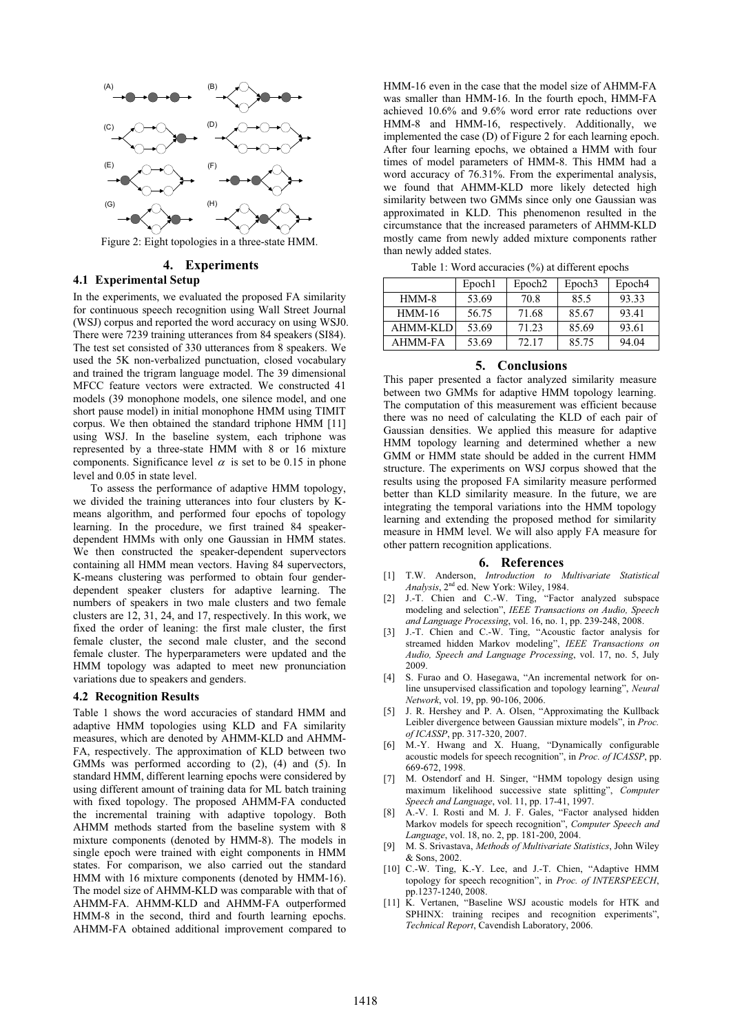(A) (B)

(C) (D)

(E) (F)

(G) (H)

Figure 2: Eight topologies in a three-state HMM.

## 4. Experiments

### 4.1 Experimental Setup

In the experiments, we evaluated the proposed FA similarity for continuous speech recognition using Wall Street Journal (WSJ) corpus and reported the word accuracy on using WSJ0. There were 7239 training utterances from 84 speakers (SI84). The test set consisted of 330 utterances from 8 speakers. We used the 5K non-verbalized punctuation, closed vocabulary and trained the trigram language model. The 39 dimensional MFCC feature vectors were extracted. We constructed 41 models (39 monophone models, one silence model, and one short pause model) in initial monophone HMM using TIMIT corpus. We then obtained the standard triphone HMM [11] using WSJ. In the baseline system, each triphone was represented by a three-state HMM with 8 or 16 mixture components. Significance level $\alpha$ is set to be 0.15 in phone level and 0.05 in state level.

To assess the performance of adaptive HMM topology, we divided the training utterances into four clusters by K-means algorithm, and performed four epochs of topology learning. In the procedure, we first trained 84 speaker-dependent HMMs with only one Gaussian in HMM states. We then constructed the speaker-dependent supervectors containing all HMM mean vectors. Having 84 supervectors, K-means clustering was performed to obtain four gender-dependent speaker clusters for adaptive learning. The numbers of speakers in two male clusters and two female clusters are 12, 31, 24, and 17, respectively. In this work, we fixed the order of leaning: the first male cluster, the first female cluster, the second male cluster, and the second female cluster. The hyperparameters were updated and the HMM topology was adapted to meet new pronunciation variations due to speakers and genders.

### 4.2 Recognition Results

Table 1 shows the word accuracies of standard HMM and adaptive HMM topologies using KLD and FA similarity measures, which are denoted by AHMM-KLD and AHMM-FA, respectively. The approximation of KLD between two GMMs was performed according to (2), (4) and (5). In standard HMM, different learning epochs were considered by using different amount of training data for ML batch training with fixed topology. The proposed AHMM-FA conducted the incremental training with adaptive topology. Both AHMM methods started from the baseline system with 8 mixture components (denoted by HMM-8). The models in single epoch were trained with eight components in HMM states. For comparison, we also carried out the standard HMM with 16 mixture components (denoted by HMM-16). The model size of AHMM-KLD was comparable with that of AHMM-FA. AHMM-KLD and AHMM-FA outperformed HMM-8 in the second, third and fourth learning epochs. AHMM-FA obtained additional improvement compared to HMM-16 even in the case that the model size of AHMM-FA was smaller than HMM-16. In the fourth epoch, HMM-FA achieved 10.6% and 9.6% word error rate reductions over HMM-8 and HMM-16, respectively. Additionally, we implemented the case (D) of Figure 2 for each learning epoch. After four learning epochs, we obtained a HMM with four times of model parameters of HMM-8. This HMM had a word accuracy of 76.31%. From the experimental analysis, we found that AHMM-KLD more likely detected high similarity between two GMMs since only one Gaussian was approximated in KLD. This phenomenon resulted in the circumstance that the increased parameters of AHMM-KLD mostly came from newly added mixture components rather than newly added states.

Table 1: Word accuracies (%) at different epochs

| | Epoch1 | Epoch2 | Epoch3 | Epoch4 |
|---|---|---|---|---|
| HMM-8 | 53.69 | 70.8 | 85.5 | 93.33 |
| HMM-16 | 56.75 | 71.68 | 85.67 | 93.41 |
| AHMM-KLD | 53.69 | 71.23 | 85.69 | 93.61 |
| AHMM-FA | 53.69 | 72.17 | 85.75 | 94.04 |

## 5. Conclusions

This paper presented a factor analyzed similarity measure between two GMMs for adaptive HMM topology learning. The computation of this measurement was efficient because there was no need of calculating the KLD of each pair of Gaussian densities. We applied this measure for adaptive HMM topology learning and determined whether a new GMM or HMM state should be added in the current HMM structure. The experiments on WSJ corpus showed that the results using the proposed FA similarity measure performed better than KLD similarity measure. In the future, we are integrating the temporal variations into the HMM topology learning and extending the proposed method for similarity measure in HMM level. We will also apply FA measure for other pattern recognition applications.

## 6. References

[1] T.W. Anderson, *Introduction to Multivariate Statistical Analysis*, 2nd ed. New York: Wiley, 1984.

[2] J.-T. Chien and C.-W. Ting, "Factor analyzed subspace modeling and selection", *IEEE Transactions on Audio, Speech and Language Processing*, vol. 16, no. 1, pp. 239-248, 2008.

[3] J.-T. Chien and C.-W. Ting, "Acoustic factor analysis for streamed hidden Markov modeling", *IEEE Transactions on Audio, Speech and Language Processing*, vol. 17, no. 5, July 2009.

[4] S. Furao and O. Hasegawa, "An incremental network for on-line unsupervised classification and topology learning", *Neural Network*, vol. 19, pp. 90-106, 2006.

[5] J. R. Hershey and P. A. Olsen, "Approximating the Kullback Leibler divergence between Gaussian mixture models", in *Proc. of ICASSP*, pp. 317-320, 2007.

[6] M.-Y. Hwang and X. Huang, "Dynamically configurable acoustic models for speech recognition", in *Proc. of ICASSP*, pp. 669-672, 1998.

[7] M. Ostendorf and H. Singer, "HMM topology design using maximum likelihood successive state splitting", *Computer Speech and Language*, vol. 11, pp. 17-41, 1997.

[8] A.-V. I. Rosti and M. J. F. Gales, "Factor analysed hidden Markov models for speech recognition", *Computer Speech and Language*, vol. 18, no. 2, pp. 181-200, 2004.

[9] M. S. Srivastava, *Methods of Multivariate Statistics*, John Wiley & Sons, 2002.

[10] C.-W. Ting, K.-Y. Lee, and J.-T. Chien, "Adaptive HMM topology for speech recognition", in *Proc. of INTERSPEECH*, pp.1237-1240, 2008.

[11] K. Vertanen, "Baseline WSJ acoustic models for HTK and SPHINX: training recipes and recognition experiments", *Technical Report*, Cavendish Laboratory, 2006.